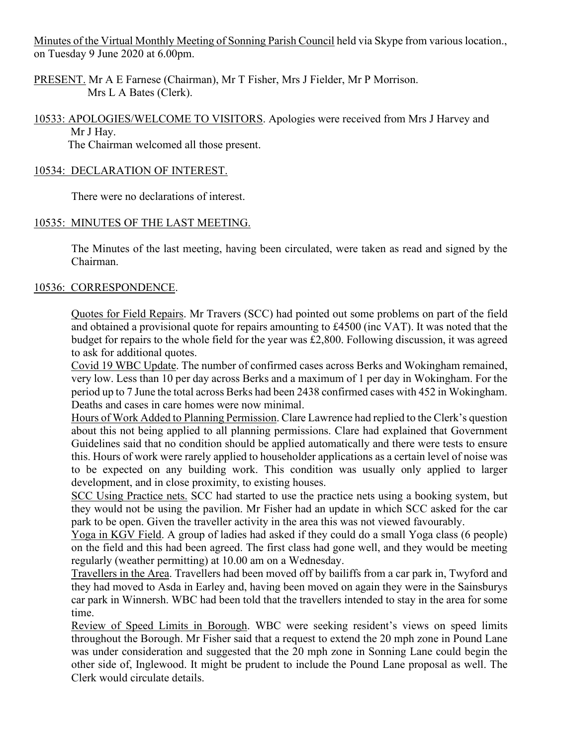Minutes of the Virtual Monthly Meeting of Sonning Parish Council held via Skype from various location., on Tuesday 9 June 2020 at 6.00pm.

PRESENT. Mr A E Farnese (Chairman), Mr T Fisher, Mrs J Fielder, Mr P Morrison.
Mrs L A Bates (Clerk).

10533: APOLOGIES/WELCOME TO VISITORS. Apologies were received from Mrs J Harvey and Mr J Hay.
The Chairman welcomed all those present.

10534: DECLARATION OF INTEREST.

There were no declarations of interest.

10535: MINUTES OF THE LAST MEETING.

The Minutes of the last meeting, having been circulated, were taken as read and signed by the Chairman.

10536: CORRESPONDENCE.

Quotes for Field Repairs. Mr Travers (SCC) had pointed out some problems on part of the field and obtained a provisional quote for repairs amounting to £4500 (inc VAT). It was noted that the budget for repairs to the whole field for the year was £2,800. Following discussion, it was agreed to ask for additional quotes.

Covid 19 WBC Update. The number of confirmed cases across Berks and Wokingham remained, very low. Less than 10 per day across Berks and a maximum of 1 per day in Wokingham. For the period up to 7 June the total across Berks had been 2438 confirmed cases with 452 in Wokingham. Deaths and cases in care homes were now minimal.

Hours of Work Added to Planning Permission. Clare Lawrence had replied to the Clerk's question about this not being applied to all planning permissions. Clare had explained that Government Guidelines said that no condition should be applied automatically and there were tests to ensure this. Hours of work were rarely applied to householder applications as a certain level of noise was to be expected on any building work. This condition was usually only applied to larger development, and in close proximity, to existing houses.

SCC Using Practice nets. SCC had started to use the practice nets using a booking system, but they would not be using the pavilion. Mr Fisher had an update in which SCC asked for the car park to be open. Given the traveller activity in the area this was not viewed favourably.

Yoga in KGV Field. A group of ladies had asked if they could do a small Yoga class (6 people) on the field and this had been agreed. The first class had gone well, and they would be meeting regularly (weather permitting) at 10.00 am on a Wednesday.

Travellers in the Area. Travellers had been moved off by bailiffs from a car park in, Twyford and they had moved to Asda in Earley and, having been moved on again they were in the Sainsburys car park in Winnersh. WBC had been told that the travellers intended to stay in the area for some time.

Review of Speed Limits in Borough. WBC were seeking resident's views on speed limits throughout the Borough. Mr Fisher said that a request to extend the 20 mph zone in Pound Lane was under consideration and suggested that the 20 mph zone in Sonning Lane could begin the other side of, Inglewood. It might be prudent to include the Pound Lane proposal as well. The Clerk would circulate details.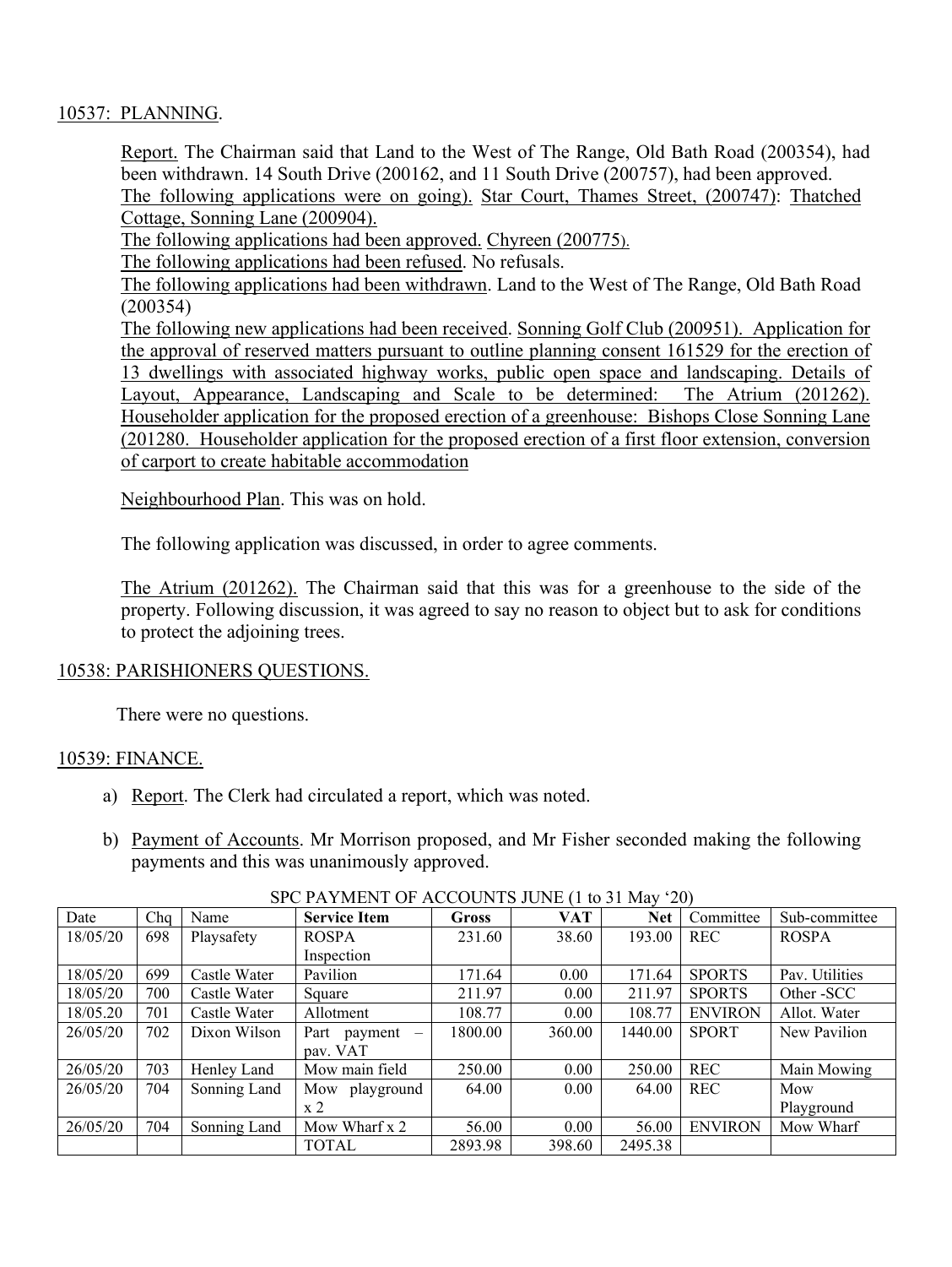10537: PLANNING.

Report. The Chairman said that Land to the West of The Range, Old Bath Road (200354), had been withdrawn. 14 South Drive (200162, and 11 South Drive (200757), had been approved.

The following applications were on going). Star Court, Thames Street, (200747): Thatched Cottage, Sonning Lane (200904).

The following applications had been approved. Chyreen (200775).

The following applications had been refused. No refusals.

The following applications had been withdrawn. Land to the West of The Range, Old Bath Road (200354)

The following new applications had been received. Sonning Golf Club (200951). Application for the approval of reserved matters pursuant to outline planning consent 161529 for the erection of 13 dwellings with associated highway works, public open space and landscaping. Details of Layout, Appearance, Landscaping and Scale to be determined: The Atrium (201262). Householder application for the proposed erection of a greenhouse: Bishops Close Sonning Lane (201280. Householder application for the proposed erection of a first floor extension, conversion of carport to create habitable accommodation

Neighbourhood Plan. This was on hold.

The following application was discussed, in order to agree comments.

The Atrium (201262). The Chairman said that this was for a greenhouse to the side of the property. Following discussion, it was agreed to say no reason to object but to ask for conditions to protect the adjoining trees.

10538: PARISHIONERS QUESTIONS.

There were no questions.

10539: FINANCE.

a) Report. The Clerk had circulated a report, which was noted.

b) Payment of Accounts. Mr Morrison proposed, and Mr Fisher seconded making the following payments and this was unanimously approved.

SPC PAYMENT OF ACCOUNTS JUNE (1 to 31 May '20)

| Date | Chq | Name | **Service Item** | **Gross** | **VAT** | **Net** | Committee | Sub-committee |
|---|---|---|---|---|---|---|---|---|
| 18/05/20 | 698 | Playsafety | ROSPA Inspection | 231.60 | 38.60 | 193.00 | REC | ROSPA |
| 18/05/20 | 699 | Castle Water | Pavilion | 171.64 | 0.00 | 171.64 | SPORTS | Pav. Utilities |
| 18/05/20 | 700 | Castle Water | Square | 211.97 | 0.00 | 211.97 | SPORTS | Other -SCC |
| 18.05.20 | 701 | Castle Water | Allotment | 108.77 | 0.00 | 108.77 | ENVIRON | Allot. Water |
| 26/05/20 | 702 | Dixon Wilson | Part payment – pav. VAT | 1800.00 | 360.00 | 1440.00 | SPORT | New Pavilion |
| 26/05/20 | 703 | Henley Land | Mow main field | 250.00 | 0.00 | 250.00 | REC | Main Mowing |
| 26/05/20 | 704 | Sonning Land | Mow playground x 2 | 64.00 | 0.00 | 64.00 | REC | Mow Playground |
| 26/05/20 | 704 | Sonning Land | Mow Wharf x 2 | 56.00 | 0.00 | 56.00 | ENVIRON | Mow Wharf |
| | | | TOTAL | 2893.98 | 398.60 | 2495.38 | | |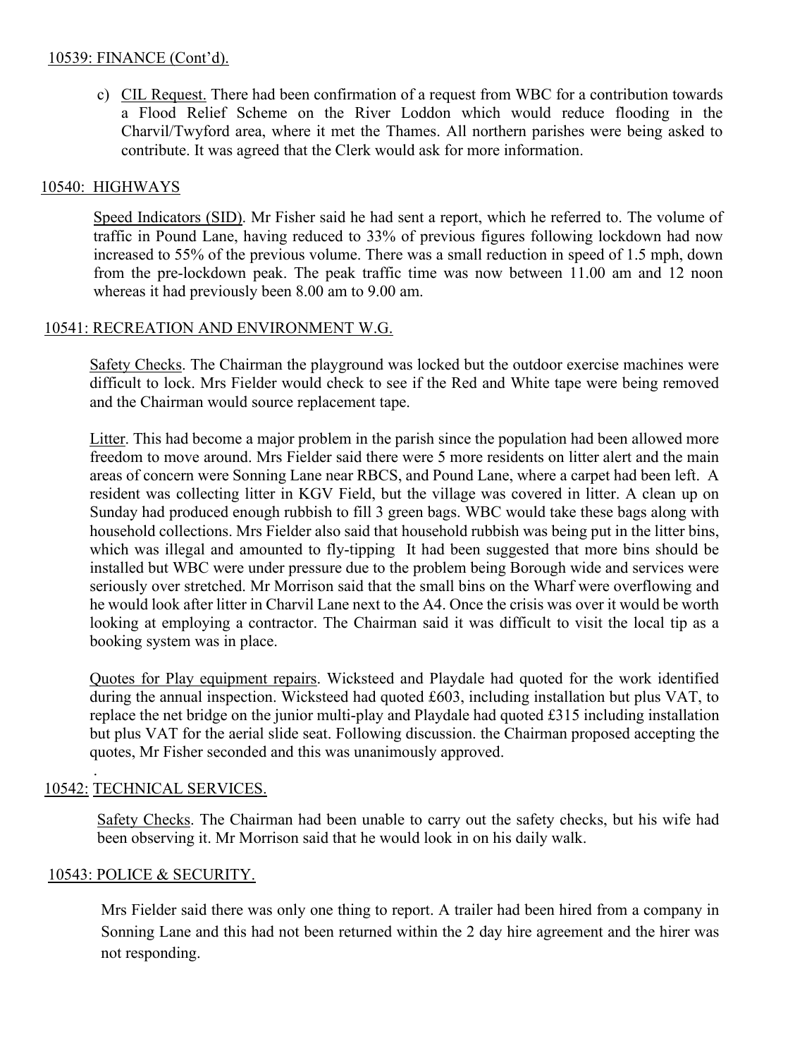## 10539: FINANCE (Cont'd).

c) CIL Request. There had been confirmation of a request from WBC for a contribution towards a Flood Relief Scheme on the River Loddon which would reduce flooding in the Charvil/Twyford area, where it met the Thames. All northern parishes were being asked to contribute. It was agreed that the Clerk would ask for more information.

## 10540: HIGHWAYS

Speed Indicators (SID). Mr Fisher said he had sent a report, which he referred to. The volume of traffic in Pound Lane, having reduced to 33% of previous figures following lockdown had now increased to 55% of the previous volume. There was a small reduction in speed of 1.5 mph, down from the pre-lockdown peak. The peak traffic time was now between 11.00 am and 12 noon whereas it had previously been 8.00 am to 9.00 am.

## 10541: RECREATION AND ENVIRONMENT W.G.

Safety Checks. The Chairman the playground was locked but the outdoor exercise machines were difficult to lock. Mrs Fielder would check to see if the Red and White tape were being removed and the Chairman would source replacement tape.

Litter. This had become a major problem in the parish since the population had been allowed more freedom to move around. Mrs Fielder said there were 5 more residents on litter alert and the main areas of concern were Sonning Lane near RBCS, and Pound Lane, where a carpet had been left. A resident was collecting litter in KGV Field, but the village was covered in litter. A clean up on Sunday had produced enough rubbish to fill 3 green bags. WBC would take these bags along with household collections. Mrs Fielder also said that household rubbish was being put in the litter bins, which was illegal and amounted to fly-tipping It had been suggested that more bins should be installed but WBC were under pressure due to the problem being Borough wide and services were seriously over stretched. Mr Morrison said that the small bins on the Wharf were overflowing and he would look after litter in Charvil Lane next to the A4. Once the crisis was over it would be worth looking at employing a contractor. The Chairman said it was difficult to visit the local tip as a booking system was in place.

Quotes for Play equipment repairs. Wicksteed and Playdale had quoted for the work identified during the annual inspection. Wicksteed had quoted £603, including installation but plus VAT, to replace the net bridge on the junior multi-play and Playdale had quoted £315 including installation but plus VAT for the aerial slide seat. Following discussion. the Chairman proposed accepting the quotes, Mr Fisher seconded and this was unanimously approved.

## 10542: TECHNICAL SERVICES.

Safety Checks. The Chairman had been unable to carry out the safety checks, but his wife had been observing it. Mr Morrison said that he would look in on his daily walk.

## 10543: POLICE & SECURITY.

Mrs Fielder said there was only one thing to report. A trailer had been hired from a company in Sonning Lane and this had not been returned within the 2 day hire agreement and the hirer was not responding.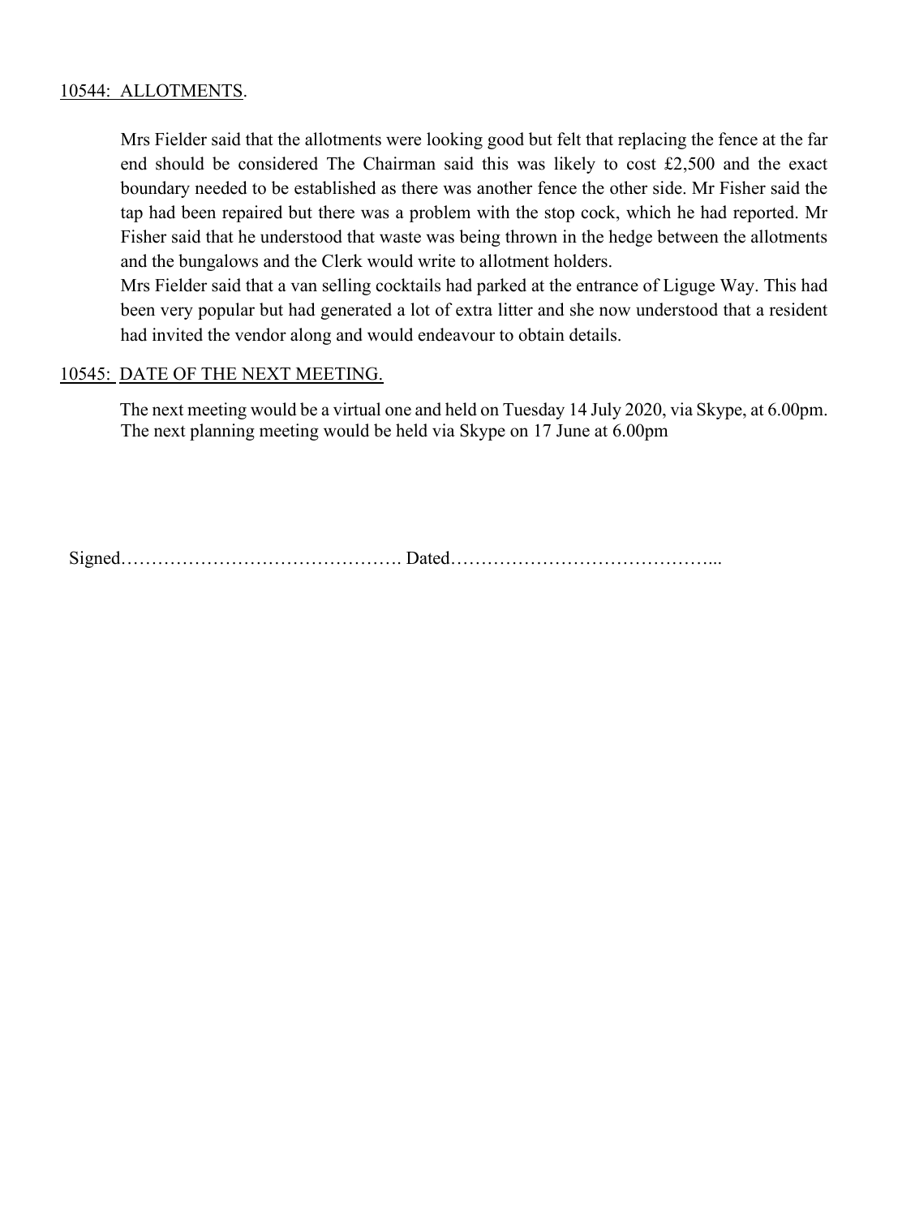10544: ALLOTMENTS.

Mrs Fielder said that the allotments were looking good but felt that replacing the fence at the far end should be considered The Chairman said this was likely to cost £2,500 and the exact boundary needed to be established as there was another fence the other side. Mr Fisher said the tap had been repaired but there was a problem with the stop cock, which he had reported. Mr Fisher said that he understood that waste was being thrown in the hedge between the allotments and the bungalows and the Clerk would write to allotment holders.

Mrs Fielder said that a van selling cocktails had parked at the entrance of Liguge Way. This had been very popular but had generated a lot of extra litter and she now understood that a resident had invited the vendor along and would endeavour to obtain details.

10545: DATE OF THE NEXT MEETING.

The next meeting would be a virtual one and held on Tuesday 14 July 2020, via Skype, at 6.00pm. The next planning meeting would be held via Skype on 17 June at 6.00pm

Signed………………………………………. Dated……………………………………...